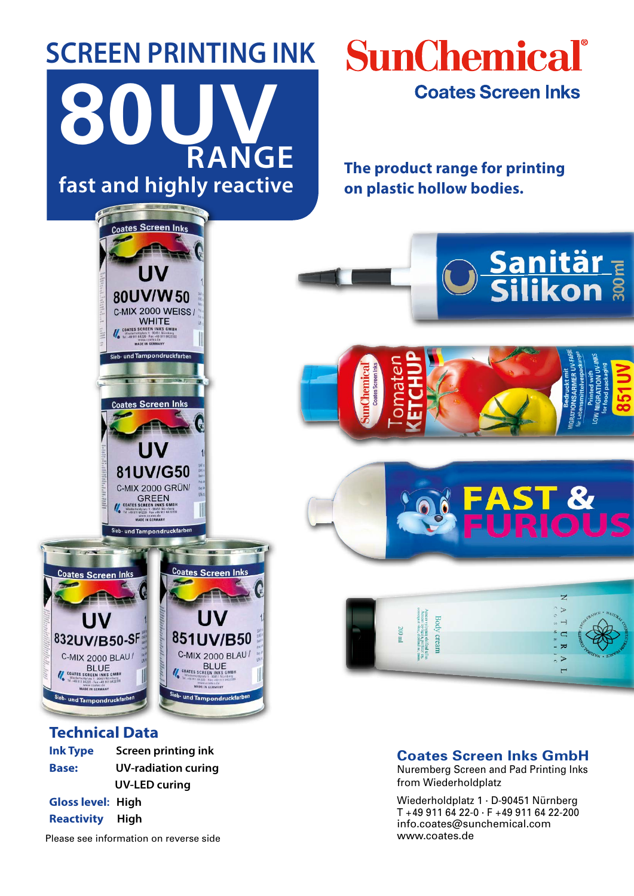# SCREEN PRINTING INK

# 80UV RANGE

fast and highly reactive

**SunChemical®**

**Coates Screen Inks**

**The product range for printing on plastic hollow bodies.**

## Technical Data

| | |
|---|---|
| **Ink Type** | Screen printing ink |
| **Base:** | UV-radiation curing |
| | UV-LED curing |
| **Gloss level:** | High |
| **Reactivity** | High |

Please see information on reverse side

**Coates Screen Inks GmbH**
Nuremberg Screen and Pad Printing Inks
from Wiederholdplatz

Wiederholdplatz 1 · D-90451 Nürnberg
T +49 911 64 22-0 · F +49 911 64 22-200
info.coates@sunchemical.com
www.coates.de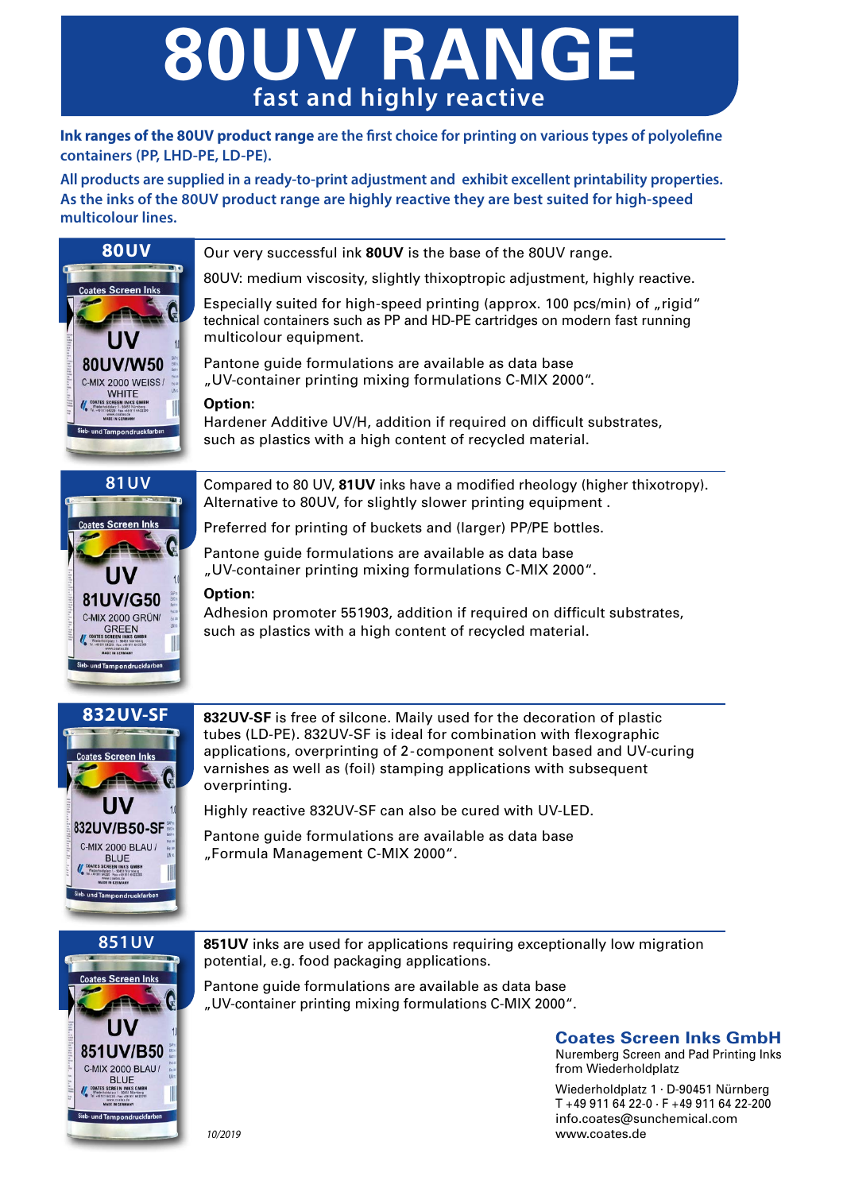# 80UV RANGE

## fast and highly reactive

**Ink ranges of the 80UV product range are the first choice for printing on various types of polyolefine containers (PP, LHD-PE, LD-PE).**

**All products are supplied in a ready-to-print adjustment and exhibit excellent printability properties. As the inks of the 80UV product range are highly reactive they are best suited for high-speed multicolour lines.**

## 80UV

Our very successful ink **80UV** is the base of the 80UV range.

80UV: medium viscosity, slightly thixoptropic adjustment, highly reactive.

Especially suited for high-speed printing (approx. 100 pcs/min) of „rigid" technical containers such as PP and HD-PE cartridges on modern fast running multicolour equipment.

Pantone guide formulations are available as data base „UV-container printing mixing formulations C-MIX 2000".

**Option:**
Hardener Additive UV/H, addition if required on difficult substrates, such as plastics with a high content of recycled material.

## 81UV

Compared to 80 UV, **81UV** inks have a modified rheology (higher thixotropy). Alternative to 80UV, for slightly slower printing equipment .

Preferred for printing of buckets and (larger) PP/PE bottles.

Pantone guide formulations are available as data base „UV-container printing mixing formulations C-MIX 2000".

**Option:**
Adhesion promoter 551903, addition if required on difficult substrates, such as plastics with a high content of recycled material.

## 832UV-SF

**832UV-SF** is free of silcone. Maily used for the decoration of plastic tubes (LD-PE). 832UV-SF is ideal for combination with flexographic applications, overprinting of 2-component solvent based and UV-curing varnishes as well as (foil) stamping applications with subsequent overprinting.

Highly reactive 832UV-SF can also be cured with UV-LED.

Pantone guide formulations are available as data base „Formula Management C-MIX 2000".

## 851UV

**851UV** inks are used for applications requiring exceptionally low migration potential, e.g. food packaging applications.

Pantone guide formulations are available as data base „UV-container printing mixing formulations C-MIX 2000".

10/2019

**Coates Screen Inks GmbH**
Nuremberg Screen and Pad Printing Inks from Wiederholdplatz

Wiederholdplatz 1 · D-90451 Nürnberg
T +49 911 64 22-0 · F +49 911 64 22-200
info.coates@sunchemical.com
www.coates.de